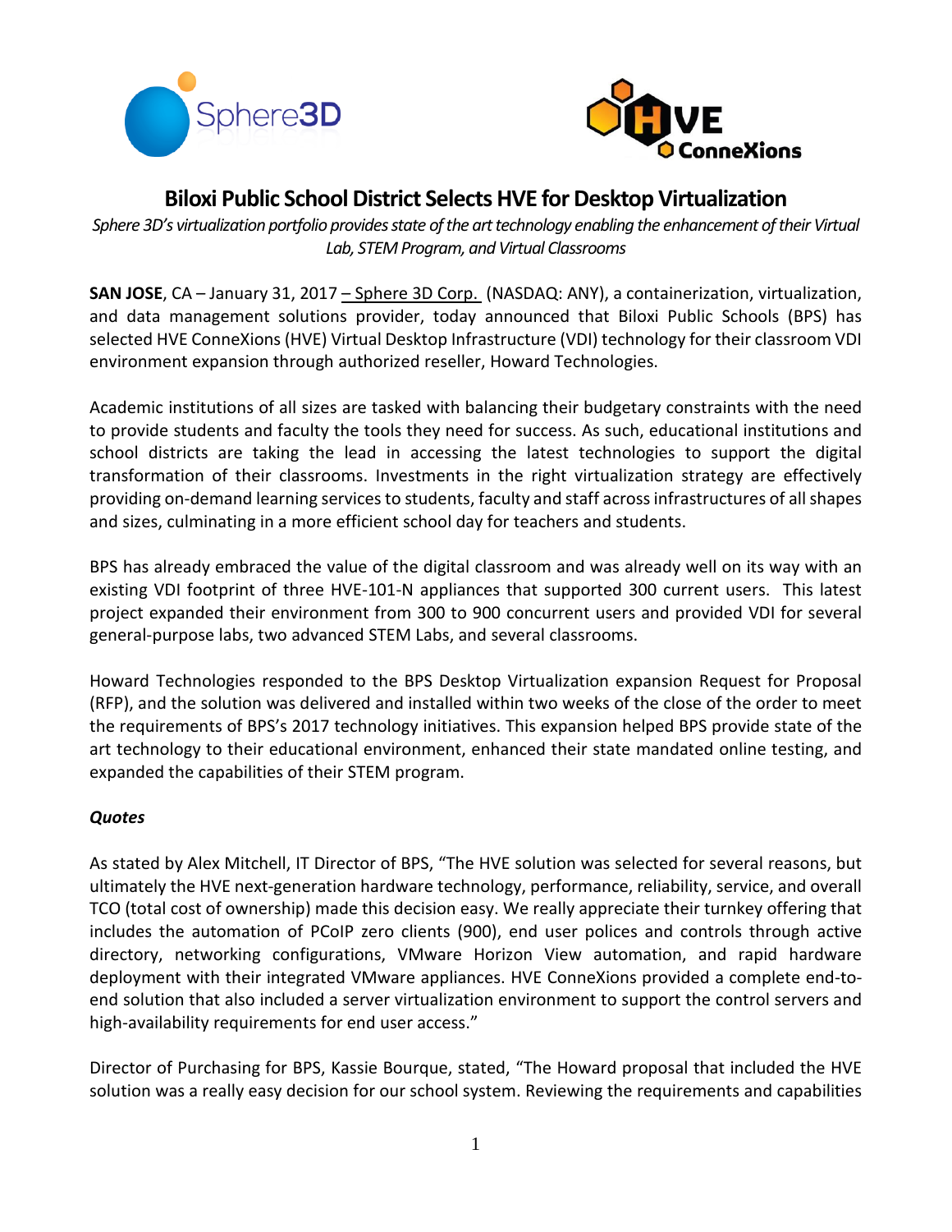# Biloxi Public School District Selects HVE for Desktop Virtualization

*Sphere 3D's virtualization portfolio provides state of the art technology enabling the enhancement of their Virtual Lab, STEM Program, and Virtual Classrooms*

**SAN JOSE**, CA – January 31, 2017 – Sphere 3D Corp. (NASDAQ: ANY), a containerization, virtualization, and data management solutions provider, today announced that Biloxi Public Schools (BPS) has selected HVE ConneXions (HVE) Virtual Desktop Infrastructure (VDI) technology for their classroom VDI environment expansion through authorized reseller, Howard Technologies.

Academic institutions of all sizes are tasked with balancing their budgetary constraints with the need to provide students and faculty the tools they need for success. As such, educational institutions and school districts are taking the lead in accessing the latest technologies to support the digital transformation of their classrooms. Investments in the right virtualization strategy are effectively providing on-demand learning services to students, faculty and staff across infrastructures of all shapes and sizes, culminating in a more efficient school day for teachers and students.

BPS has already embraced the value of the digital classroom and was already well on its way with an existing VDI footprint of three HVE-101-N appliances that supported 300 current users. This latest project expanded their environment from 300 to 900 concurrent users and provided VDI for several general-purpose labs, two advanced STEM Labs, and several classrooms.

Howard Technologies responded to the BPS Desktop Virtualization expansion Request for Proposal (RFP), and the solution was delivered and installed within two weeks of the close of the order to meet the requirements of BPS's 2017 technology initiatives. This expansion helped BPS provide state of the art technology to their educational environment, enhanced their state mandated online testing, and expanded the capabilities of their STEM program.

***Quotes***

As stated by Alex Mitchell, IT Director of BPS, "The HVE solution was selected for several reasons, but ultimately the HVE next-generation hardware technology, performance, reliability, service, and overall TCO (total cost of ownership) made this decision easy. We really appreciate their turnkey offering that includes the automation of PCoIP zero clients (900), end user polices and controls through active directory, networking configurations, VMware Horizon View automation, and rapid hardware deployment with their integrated VMware appliances. HVE ConneXions provided a complete end-to-end solution that also included a server virtualization environment to support the control servers and high-availability requirements for end user access."

Director of Purchasing for BPS, Kassie Bourque, stated, "The Howard proposal that included the HVE solution was a really easy decision for our school system. Reviewing the requirements and capabilities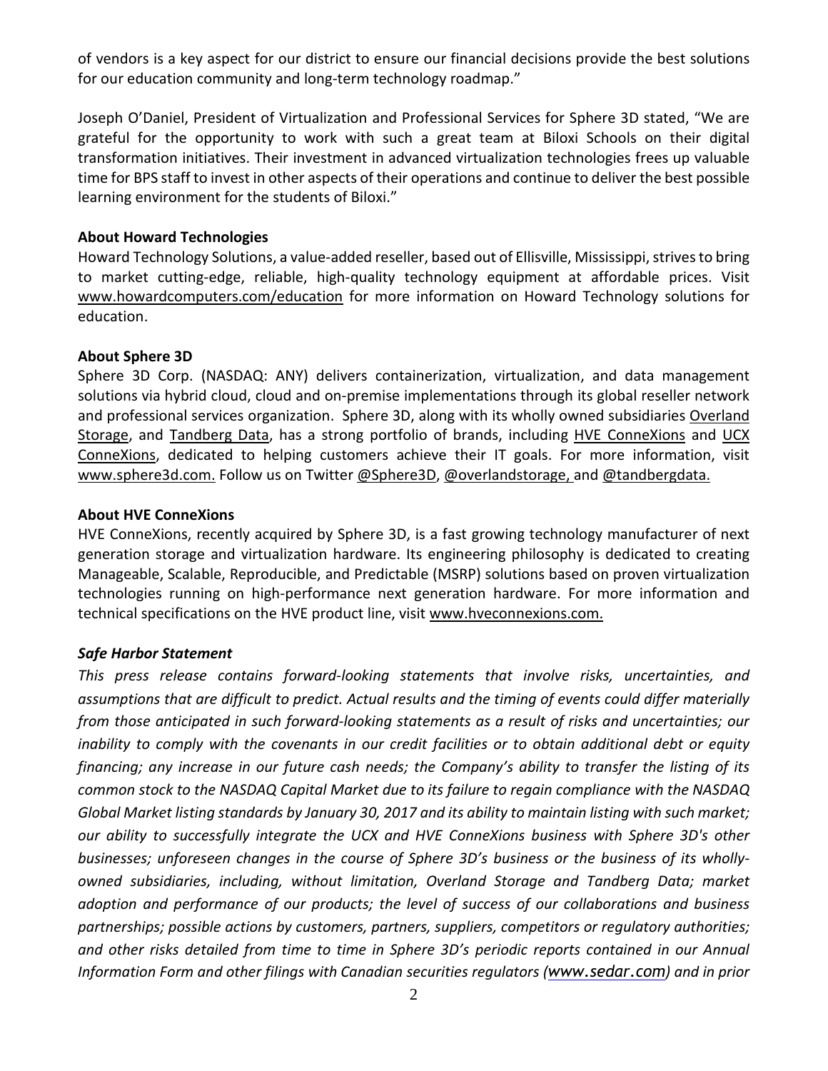of vendors is a key aspect for our district to ensure our financial decisions provide the best solutions for our education community and long-term technology roadmap."

Joseph O'Daniel, President of Virtualization and Professional Services for Sphere 3D stated, "We are grateful for the opportunity to work with such a great team at Biloxi Schools on their digital transformation initiatives. Their investment in advanced virtualization technologies frees up valuable time for BPS staff to invest in other aspects of their operations and continue to deliver the best possible learning environment for the students of Biloxi."

**About Howard Technologies**

Howard Technology Solutions, a value-added reseller, based out of Ellisville, Mississippi, strives to bring to market cutting-edge, reliable, high-quality technology equipment at affordable prices. Visit www.howardcomputers.com/education for more information on Howard Technology solutions for education.

**About Sphere 3D**

Sphere 3D Corp. (NASDAQ: ANY) delivers containerization, virtualization, and data management solutions via hybrid cloud, cloud and on-premise implementations through its global reseller network and professional services organization. Sphere 3D, along with its wholly owned subsidiaries Overland Storage, and Tandberg Data, has a strong portfolio of brands, including HVE ConneXions and UCX ConneXions, dedicated to helping customers achieve their IT goals. For more information, visit www.sphere3d.com. Follow us on Twitter @Sphere3D, @overlandstorage, and @tandbergdata.

**About HVE ConneXions**

HVE ConneXions, recently acquired by Sphere 3D, is a fast growing technology manufacturer of next generation storage and virtualization hardware. Its engineering philosophy is dedicated to creating Manageable, Scalable, Reproducible, and Predictable (MSRP) solutions based on proven virtualization technologies running on high-performance next generation hardware. For more information and technical specifications on the HVE product line, visit www.hveconnexions.com.

***Safe Harbor Statement***

*This press release contains forward-looking statements that involve risks, uncertainties, and assumptions that are difficult to predict. Actual results and the timing of events could differ materially from those anticipated in such forward-looking statements as a result of risks and uncertainties; our inability to comply with the covenants in our credit facilities or to obtain additional debt or equity financing; any increase in our future cash needs; the Company's ability to transfer the listing of its common stock to the NASDAQ Capital Market due to its failure to regain compliance with the NASDAQ Global Market listing standards by January 30, 2017 and its ability to maintain listing with such market; our ability to successfully integrate the UCX and HVE ConneXions business with Sphere 3D's other businesses; unforeseen changes in the course of Sphere 3D's business or the business of its wholly-owned subsidiaries, including, without limitation, Overland Storage and Tandberg Data; market adoption and performance of our products; the level of success of our collaborations and business partnerships; possible actions by customers, partners, suppliers, competitors or regulatory authorities; and other risks detailed from time to time in Sphere 3D's periodic reports contained in our Annual Information Form and other filings with Canadian securities regulators (www.sedar.com) and in prior*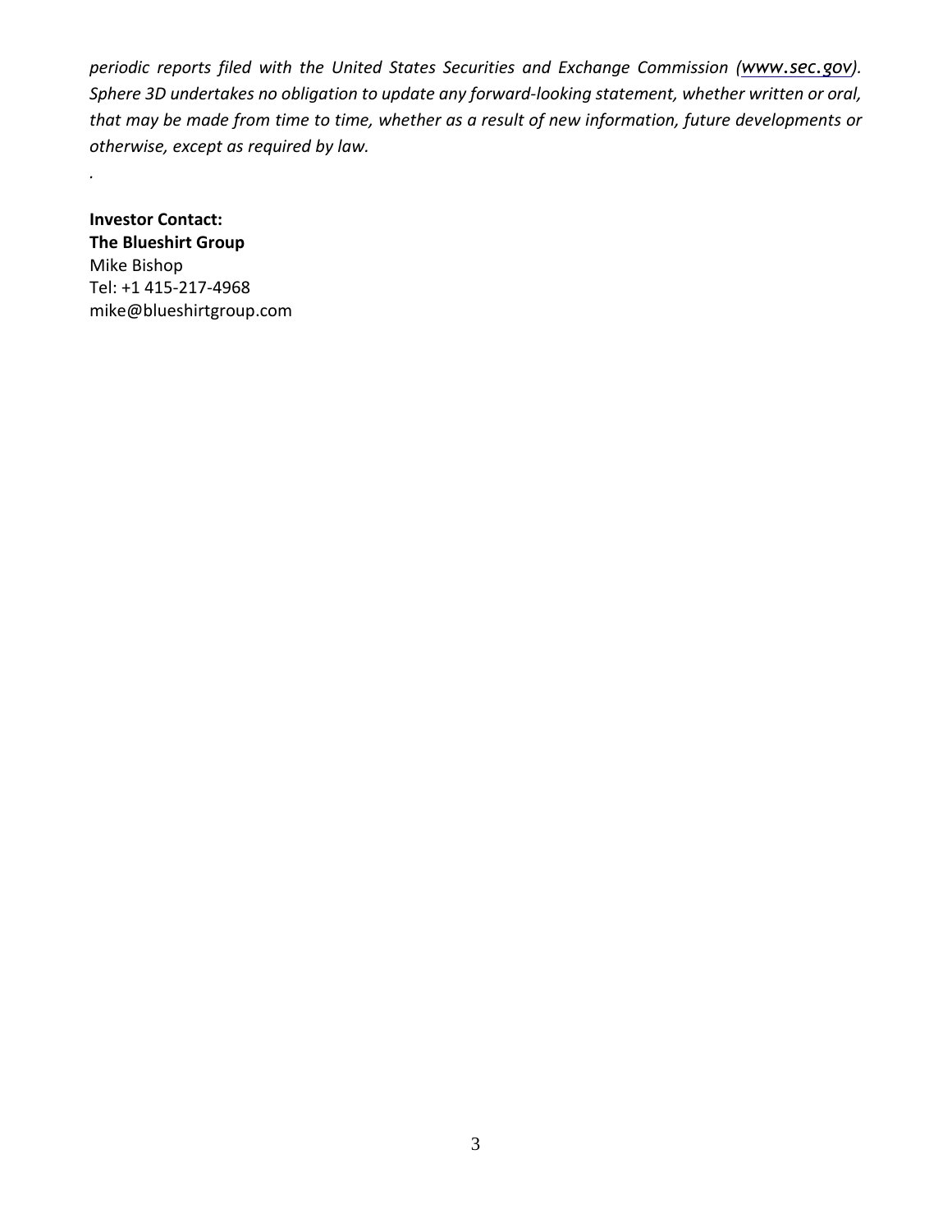*periodic reports filed with the United States Securities and Exchange Commission (www.sec.gov). Sphere 3D undertakes no obligation to update any forward-looking statement, whether written or oral, that may be made from time to time, whether as a result of new information, future developments or otherwise, except as required by law.*

*.*

**Investor Contact:**
**The Blueshirt Group**
Mike Bishop
Tel: +1 415-217-4968
mike@blueshirtgroup.com